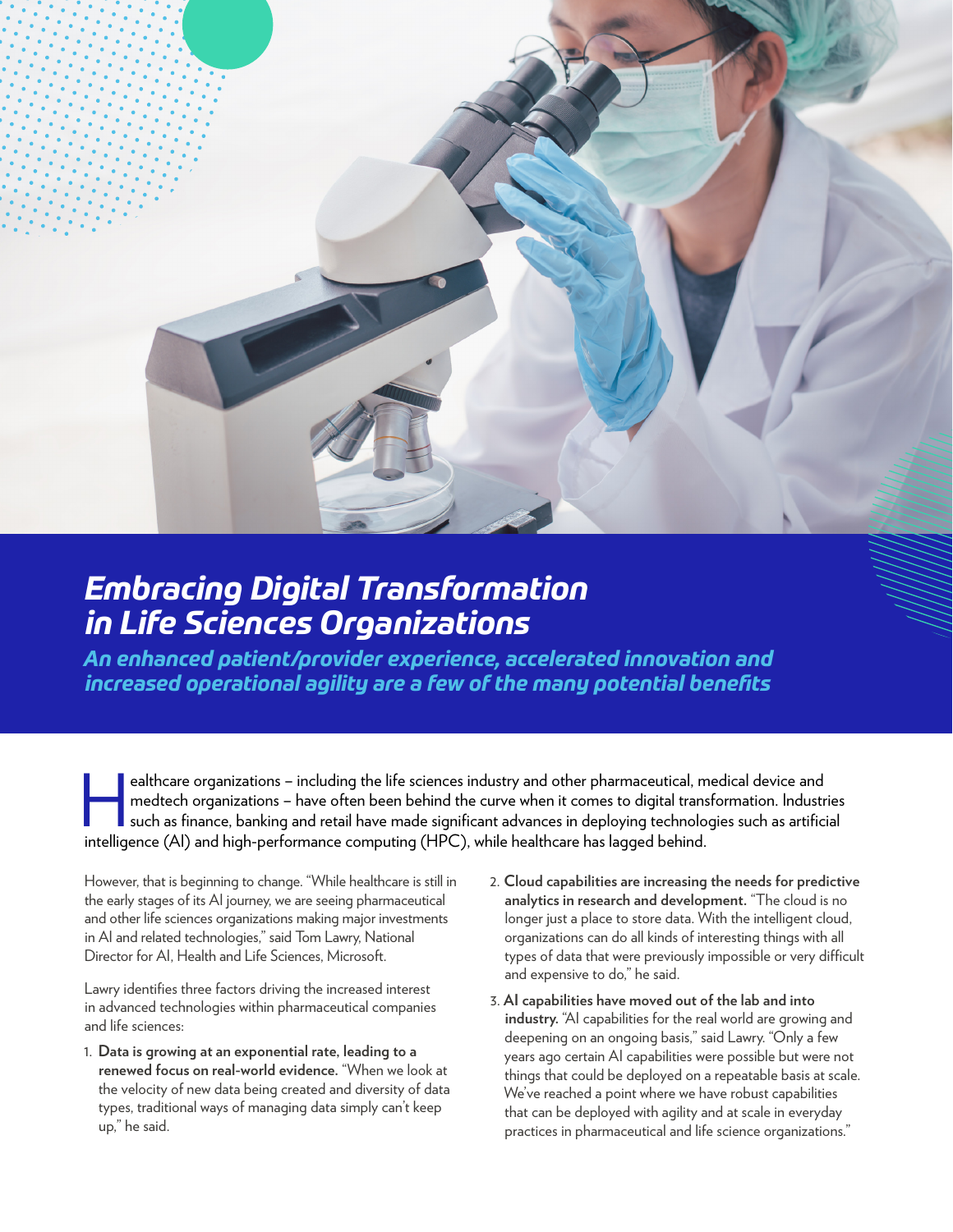# *Embracing Digital Transformation in Life Sciences Organizations*

## *An enhanced patient/provider experience, accelerated innovation and increased operational agility are a few of the many potential benefits*

Healthcare organizations – including the life sciences industry and other pharmaceutical, medical device and medtech organizations – have often been behind the curve when it comes to digital transformation. Industries such as finance, banking and retail have made significant advances in deploying technologies such as artificial intelligence (AI) and high-performance computing (HPC), while healthcare has lagged behind.

However, that is beginning to change. "While healthcare is still in the early stages of its AI journey, we are seeing pharmaceutical and other life sciences organizations making major investments in AI and related technologies," said Tom Lawry, National Director for AI, Health and Life Sciences, Microsoft.

Lawry identifies three factors driving the increased interest in advanced technologies within pharmaceutical companies and life sciences:

1. **Data is growing at an exponential rate, leading to a renewed focus on real-world evidence.** "When we look at the velocity of new data being created and diversity of data types, traditional ways of managing data simply can't keep up," he said.
2. **Cloud capabilities are increasing the needs for predictive analytics in research and development.** "The cloud is no longer just a place to store data. With the intelligent cloud, organizations can do all kinds of interesting things with all types of data that were previously impossible or very difficult and expensive to do," he said.
3. **AI capabilities have moved out of the lab and into industry.** "AI capabilities for the real world are growing and deepening on an ongoing basis," said Lawry. "Only a few years ago certain AI capabilities were possible but were not things that could be deployed on a repeatable basis at scale. We've reached a point where we have robust capabilities that can be deployed with agility and at scale in everyday practices in pharmaceutical and life science organizations."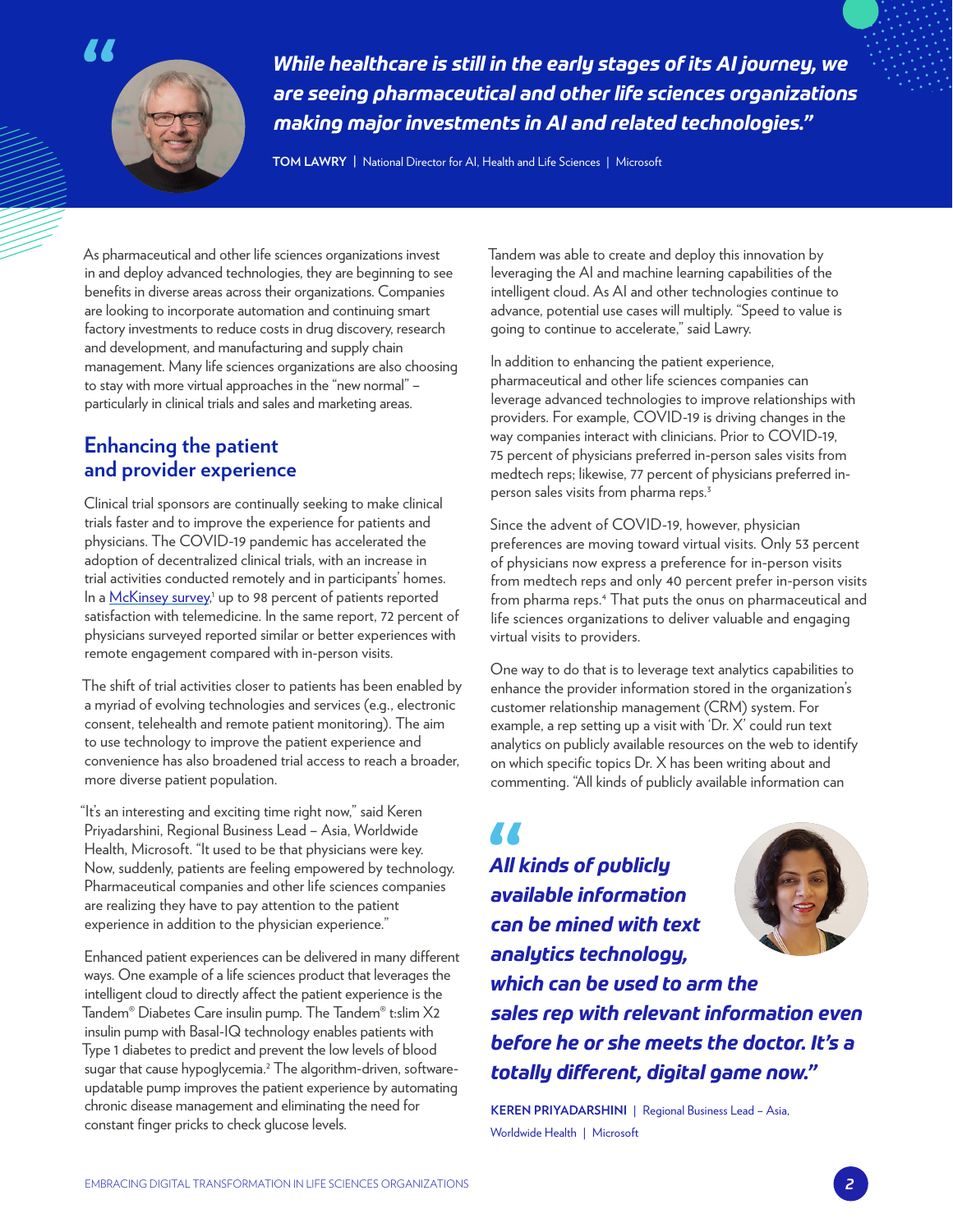> *While healthcare is still in the early stages of its AI journey, we are seeing pharmaceutical and other life sciences organizations making major investments in AI and related technologies."*
>
> **TOM LAWRY** | National Director for AI, Health and Life Sciences | Microsoft

As pharmaceutical and other life sciences organizations invest in and deploy advanced technologies, they are beginning to see benefits in diverse areas across their organizations. Companies are looking to incorporate automation and continuing smart factory investments to reduce costs in drug discovery, research and development, and manufacturing and supply chain management. Many life sciences organizations are also choosing to stay with more virtual approaches in the "new normal" – particularly in clinical trials and sales and marketing areas.

## Enhancing the patient and provider experience

Clinical trial sponsors are continually seeking to make clinical trials faster and to improve the experience for patients and physicians. The COVID-19 pandemic has accelerated the adoption of decentralized clinical trials, with an increase in trial activities conducted remotely and in participants' homes. In a McKinsey survey,[1] up to 98 percent of patients reported satisfaction with telemedicine. In the same report, 72 percent of physicians surveyed reported similar or better experiences with remote engagement compared with in-person visits.

The shift of trial activities closer to patients has been enabled by a myriad of evolving technologies and services (e.g., electronic consent, telehealth and remote patient monitoring). The aim to use technology to improve the patient experience and convenience has also broadened trial access to reach a broader, more diverse patient population.

"It's an interesting and exciting time right now," said Keren Priyadarshini, Regional Business Lead – Asia, Worldwide Health, Microsoft. "It used to be that physicians were key. Now, suddenly, patients are feeling empowered by technology. Pharmaceutical companies and other life sciences companies are realizing they have to pay attention to the patient experience in addition to the physician experience."

Enhanced patient experiences can be delivered in many different ways. One example of a life sciences product that leverages the intelligent cloud to directly affect the patient experience is the Tandem® Diabetes Care insulin pump. The Tandem® t:slim X2 insulin pump with Basal-IQ technology enables patients with Type 1 diabetes to predict and prevent the low levels of blood sugar that cause hypoglycemia.[2] The algorithm-driven, software-updatable pump improves the patient experience by automating chronic disease management and eliminating the need for constant finger pricks to check glucose levels.

Tandem was able to create and deploy this innovation by leveraging the AI and machine learning capabilities of the intelligent cloud. As AI and other technologies continue to advance, potential use cases will multiply. "Speed to value is going to continue to accelerate," said Lawry.

In addition to enhancing the patient experience, pharmaceutical and other life sciences companies can leverage advanced technologies to improve relationships with providers. For example, COVID-19 is driving changes in the way companies interact with clinicians. Prior to COVID-19, 75 percent of physicians preferred in-person sales visits from medtech reps; likewise, 77 percent of physicians preferred in-person sales visits from pharma reps.[3]

Since the advent of COVID-19, however, physician preferences are moving toward virtual visits. Only 53 percent of physicians now express a preference for in-person visits from medtech reps and only 40 percent prefer in-person visits from pharma reps.[4] That puts the onus on pharmaceutical and life sciences organizations to deliver valuable and engaging virtual visits to providers.

One way to do that is to leverage text analytics capabilities to enhance the provider information stored in the organization's customer relationship management (CRM) system. For example, a rep setting up a visit with 'Dr. X' could run text analytics on publicly available resources on the web to identify on which specific topics Dr. X has been writing about and commenting. "All kinds of publicly available information can

> *All kinds of publicly available information can be mined with text analytics technology, which can be used to arm the sales rep with relevant information even before he or she meets the doctor. It's a totally different, digital game now."*
>
> **KEREN PRIYADARSHINI** | Regional Business Lead – Asia, Worldwide Health | Microsoft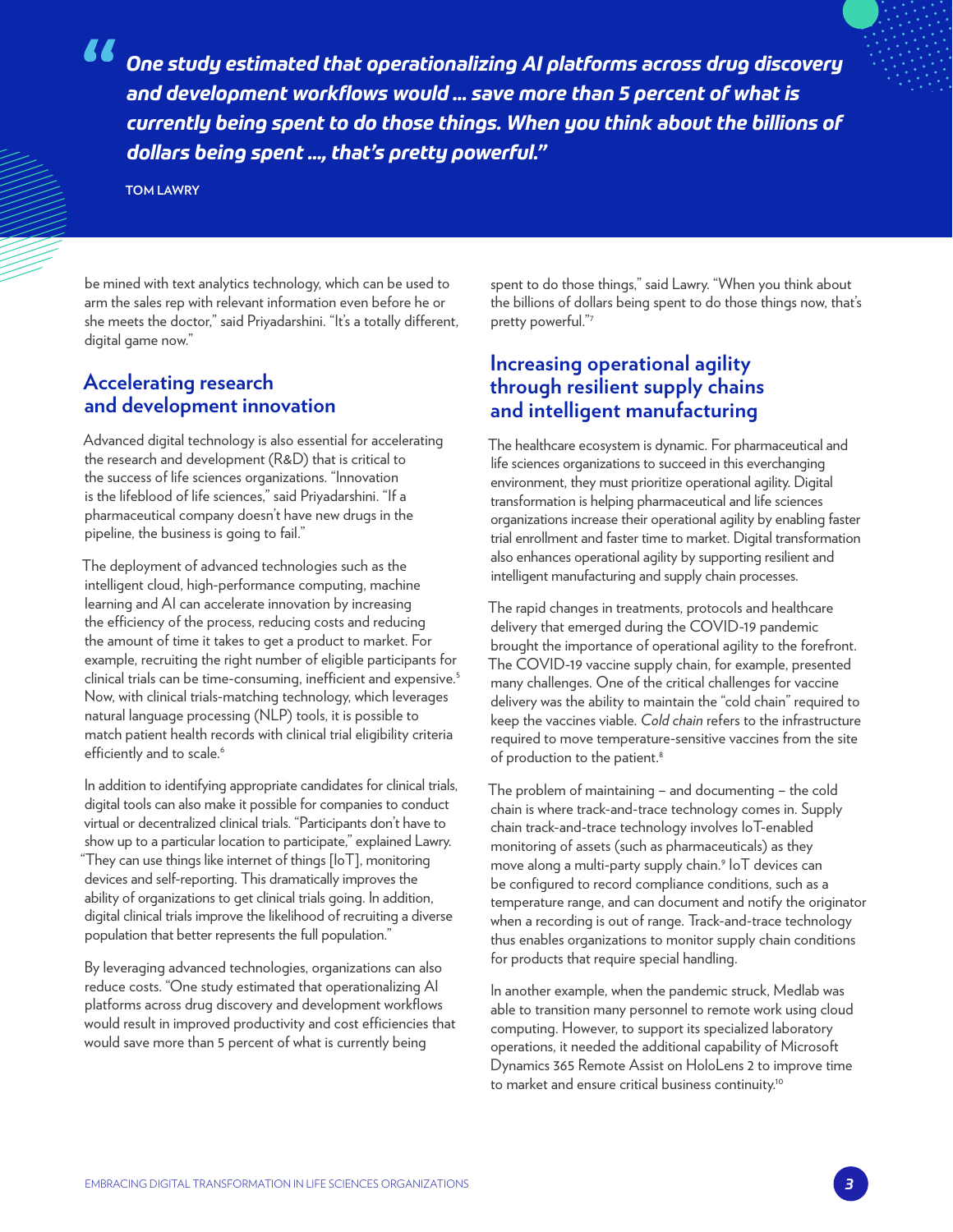> *One study estimated that operationalizing AI platforms across drug discovery and development workflows would ... save more than 5 percent of what is currently being spent to do those things. When you think about the billions of dollars being spent ..., that's pretty powerful."*
>
> TOM LAWRY

be mined with text analytics technology, which can be used to arm the sales rep with relevant information even before he or she meets the doctor," said Priyadarshini. "It's a totally different, digital game now."

## Accelerating research and development innovation

Advanced digital technology is also essential for accelerating the research and development (R&D) that is critical to the success of life sciences organizations. "Innovation is the lifeblood of life sciences," said Priyadarshini. "If a pharmaceutical company doesn't have new drugs in the pipeline, the business is going to fail."

The deployment of advanced technologies such as the intelligent cloud, high-performance computing, machine learning and AI can accelerate innovation by increasing the efficiency of the process, reducing costs and reducing the amount of time it takes to get a product to market. For example, recruiting the right number of eligible participants for clinical trials can be time-consuming, inefficient and expensive.[5] Now, with clinical trials-matching technology, which leverages natural language processing (NLP) tools, it is possible to match patient health records with clinical trial eligibility criteria efficiently and to scale.[6]

In addition to identifying appropriate candidates for clinical trials, digital tools can also make it possible for companies to conduct virtual or decentralized clinical trials. "Participants don't have to show up to a particular location to participate," explained Lawry. "They can use things like internet of things [IoT], monitoring devices and self-reporting. This dramatically improves the ability of organizations to get clinical trials going. In addition, digital clinical trials improve the likelihood of recruiting a diverse population that better represents the full population."

By leveraging advanced technologies, organizations can also reduce costs. "One study estimated that operationalizing AI platforms across drug discovery and development workflows would result in improved productivity and cost efficiencies that would save more than 5 percent of what is currently being spent to do those things," said Lawry. "When you think about the billions of dollars being spent to do those things now, that's pretty powerful."[7]

## Increasing operational agility through resilient supply chains and intelligent manufacturing

The healthcare ecosystem is dynamic. For pharmaceutical and life sciences organizations to succeed in this everchanging environment, they must prioritize operational agility. Digital transformation is helping pharmaceutical and life sciences organizations increase their operational agility by enabling faster trial enrollment and faster time to market. Digital transformation also enhances operational agility by supporting resilient and intelligent manufacturing and supply chain processes.

The rapid changes in treatments, protocols and healthcare delivery that emerged during the COVID-19 pandemic brought the importance of operational agility to the forefront. The COVID-19 vaccine supply chain, for example, presented many challenges. One of the critical challenges for vaccine delivery was the ability to maintain the "cold chain" required to keep the vaccines viable. *Cold chain* refers to the infrastructure required to move temperature-sensitive vaccines from the site of production to the patient.[8]

The problem of maintaining – and documenting – the cold chain is where track-and-trace technology comes in. Supply chain track-and-trace technology involves IoT-enabled monitoring of assets (such as pharmaceuticals) as they move along a multi-party supply chain.[9] IoT devices can be configured to record compliance conditions, such as a temperature range, and can document and notify the originator when a recording is out of range. Track-and-trace technology thus enables organizations to monitor supply chain conditions for products that require special handling.

In another example, when the pandemic struck, Medlab was able to transition many personnel to remote work using cloud computing. However, to support its specialized laboratory operations, it needed the additional capability of Microsoft Dynamics 365 Remote Assist on HoloLens 2 to improve time to market and ensure critical business continuity.[10]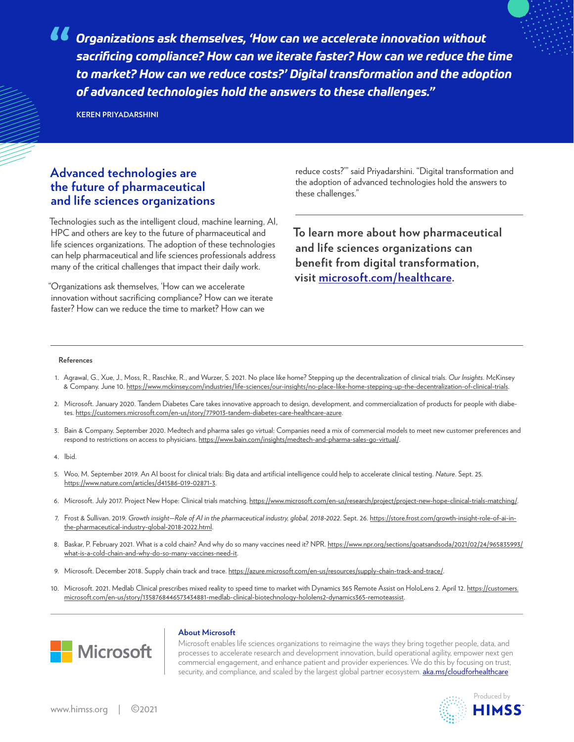> *Organizations ask themselves, 'How can we accelerate innovation without sacrificing compliance? How can we iterate faster? How can we reduce the time to market? How can we reduce costs?' Digital transformation and the adoption of advanced technologies hold the answers to these challenges."*
>
> **KEREN PRIYADARSHINI**

## Advanced technologies are the future of pharmaceutical and life sciences organizations

Technologies such as the intelligent cloud, machine learning, AI, HPC and others are key to the future of pharmaceutical and life sciences organizations. The adoption of these technologies can help pharmaceutical and life sciences professionals address many of the critical challenges that impact their daily work.

"Organizations ask themselves, 'How can we accelerate innovation without sacrificing compliance? How can we iterate faster? How can we reduce the time to market? How can we reduce costs?'" said Priyadarshini. "Digital transformation and the adoption of advanced technologies hold the answers to these challenges."

**To learn more about how pharmaceutical and life sciences organizations can benefit from digital transformation, visit microsoft.com/healthcare.**

---

**References**

1. Agrawal, G., Xue, J., Moss, R., Raschke, R., and Wurzer, S. 2021. No place like home? Stepping up the decentralization of clinical trials. *Our Insights*. McKinsey & Company. June 10. https://www.mckinsey.com/industries/life-sciences/our-insights/no-place-like-home-stepping-up-the-decentralization-of-clinical-trials.
2. Microsoft. January 2020. Tandem Diabetes Care takes innovative approach to design, development, and commercialization of products for people with diabetes. https://customers.microsoft.com/en-us/story/779013-tandem-diabetes-care-healthcare-azure.
3. Bain & Company. September 2020. Medtech and pharma sales go virtual: Companies need a mix of commercial models to meet new customer preferences and respond to restrictions on access to physicians. https://www.bain.com/insights/medtech-and-pharma-sales-go-virtual/.
4. Ibid.
5. Woo, M. September 2019. An AI boost for clinical trials: Big data and artificial intelligence could help to accelerate clinical testing. *Nature*. Sept. 25. https://www.nature.com/articles/d41586-019-02871-3.
6. Microsoft. July 2017. Project New Hope: Clinical trials matching. https://www.microsoft.com/en-us/research/project/project-new-hope-clinical-trials-matching/.
7. Frost & Sullivan. 2019. *Growth insight—Role of AI in the pharmaceutical industry, global, 2018-2022*. Sept. 26. https://store.frost.com/growth-insight-role-of-ai-in-the-pharmaceutical-industry-global-2018-2022.html.
8. Baskar, P. February 2021. What is a cold chain? And why do so many vaccines need it? NPR. https://www.npr.org/sections/goatsandsoda/2021/02/24/965835993/what-is-a-cold-chain-and-why-do-so-many-vaccines-need-it.
9. Microsoft. December 2018. Supply chain track and trace. https://azure.microsoft.com/en-us/resources/supply-chain-track-and-trace/.
10. Microsoft. 2021. Medlab Clinical prescribes mixed reality to speed time to market with Dynamics 365 Remote Assist on HoloLens 2. April 12. https://customers.microsoft.com/en-us/story/1358768446573434881-medlab-clinical-biotechnology-hololens2-dynamics365-remoteassist.

---

Microsoft

**About Microsoft**

Microsoft enables life sciences organizations to reimagine the ways they bring together people, data, and processes to accelerate research and development innovation, build operational agility, empower next gen commercial engagement, and enhance patient and provider experiences. We do this by focusing on trust, security, and compliance, and scaled by the largest global partner ecosystem. aka.ms/cloudforhealthcare

www.himss.org | ©2021

Produced by HIMSS